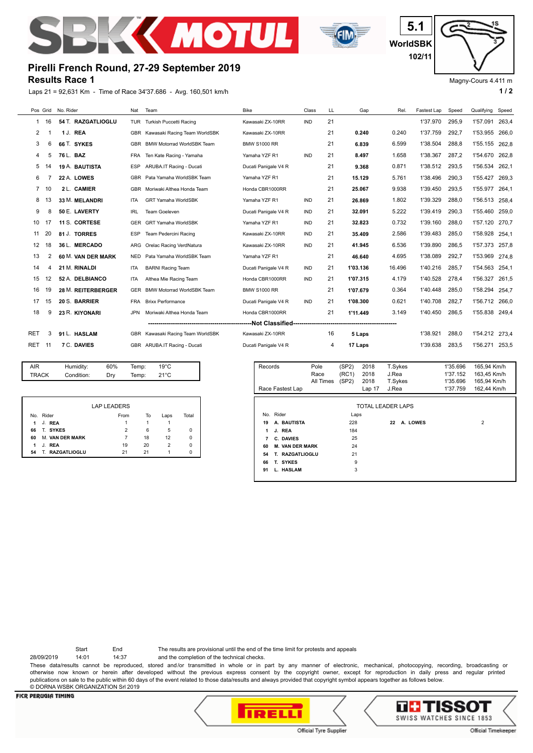# Pirelli French Round, 27-29 September 2019

## Results Race 1

5.1 WorldSBK 102/11

Magny-Cours 4.411 m

Laps 21 = 92,631 Km - Time of Race 34'37.686 - Avg. 160,501 km/h

| Pos | Grid | No. Rider | Nat | Team | Bike | Class | LL | Gap | Rel. | Fastest Lap | Speed | Qualifying | Speed |
|---|---|---|---|---|---|---|---|---|---|---|---|---|---|
| 1 | 16 | 54 T. **RAZGATLIOGLU** | TUR | Turkish Puccetti Racing | Kawasaki ZX-10RR | IND | 21 | | | 1'37.970 | 295,9 | 1'57.091 | 263,4 |
| 2 | 1 | 1 J. **REA** | GBR | Kawasaki Racing Team WorldSBK | Kawasaki ZX-10RR | | 21 | **0.240** | 0.240 | 1'37.759 | 292,7 | 1'53.955 | 266,0 |
| 3 | 6 | 66 T. **SYKES** | GBR | BMW Motorrad WorldSBK Team | BMW S1000 RR | | 21 | **6.839** | 6.599 | 1'38.504 | 288,8 | 1'55.155 | 262,8 |
| 4 | 5 | 76 L. **BAZ** | FRA | Ten Kate Racing - Yamaha | Yamaha YZF R1 | IND | 21 | **8.497** | 1.658 | 1'38.367 | 287,2 | 1'54.670 | 262,8 |
| 5 | 14 | 19 A. **BAUTISTA** | ESP | ARUBA.IT Racing - Ducati | Ducati Panigale V4 R | | 21 | **9.368** | 0.871 | 1'38.512 | 293,5 | 1'56.534 | 262,1 |
| 6 | 7 | 22 A. **LOWES** | GBR | Pata Yamaha WorldSBK Team | Yamaha YZF R1 | | 21 | **15.129** | 5.761 | 1'38.496 | 290,3 | 1'55.427 | 269,3 |
| 7 | 10 | 2 L. **CAMIER** | GBR | Moriwaki Althea Honda Team | Honda CBR1000RR | | 21 | **25.067** | 9.938 | 1'39.450 | 293,5 | 1'55.977 | 264,1 |
| 8 | 13 | 33 M. **MELANDRI** | ITA | GRT Yamaha WorldSBK | Yamaha YZF R1 | IND | 21 | **26.869** | 1.802 | 1'39.329 | 288,0 | 1'56.513 | 258,4 |
| 9 | 8 | 50 E. **LAVERTY** | IRL | Team Goeleven | Ducati Panigale V4 R | IND | 21 | **32.091** | 5.222 | 1'39.419 | 290,3 | 1'55.460 | 259,0 |
| 10 | 17 | 11 S. **CORTESE** | GER | GRT Yamaha WorldSBK | Yamaha YZF R1 | IND | 21 | **32.823** | 0.732 | 1'39.160 | 288,0 | 1'57.120 | 270,7 |
| 11 | 20 | 81 J. **TORRES** | ESP | Team Pedercini Racing | Kawasaki ZX-10RR | IND | 21 | **35.409** | 2.586 | 1'39.483 | 285,0 | 1'58.928 | 254,1 |
| 12 | 18 | 36 L. **MERCADO** | ARG | Orelac Racing VerdNatura | Kawasaki ZX-10RR | IND | 21 | **41.945** | 6.536 | 1'39.890 | 286,5 | 1'57.373 | 257,8 |
| 13 | 2 | 60 M. **VAN DER MARK** | NED | Pata Yamaha WorldSBK Team | Yamaha YZF R1 | | 21 | **46.640** | 4.695 | 1'38.089 | 292,7 | 1'53.969 | 274,8 |
| 14 | 4 | 21 M. **RINALDI** | ITA | BARNI Racing Team | Ducati Panigale V4 R | IND | 21 | **1'03.136** | 16.496 | 1'40.216 | 285,7 | 1'54.563 | 254,1 |
| 15 | 12 | 52 A. **DELBIANCO** | ITA | Althea Mie Racing Team | Honda CBR1000RR | IND | 21 | **1'07.315** | 4.179 | 1'40.528 | 278,4 | 1'56.327 | 261,5 |
| 16 | 19 | 28 M. **REITERBERGER** | GER | BMW Motorrad WorldSBK Team | BMW S1000 RR | | 21 | **1'07.679** | 0.364 | 1'40.448 | 285,0 | 1'58.294 | 254,7 |
| 17 | 15 | 20 S. **BARRIER** | FRA | Brixx Performance | Ducati Panigale V4 R | IND | 21 | **1'08.300** | 0.621 | 1'40.708 | 282,7 | 1'56.712 | 266,0 |
| 18 | 9 | 23 R. **KIYONARI** | JPN | Moriwaki Althea Honda Team | Honda CBR1000RR | | 21 | **1'11.449** | 3.149 | 1'40.450 | 286,5 | 1'55.838 | 249,4 |
| | | | | **Not Classified** | | | | | | | | | |
| RET | 3 | 91 L. **HASLAM** | GBR | Kawasaki Racing Team WorldSBK | Kawasaki ZX-10RR | | 16 | **5 Laps** | | 1'38.921 | 288,0 | 1'54.212 | 273,4 |
| RET | 11 | 7 C. **DAVIES** | GBR | ARUBA.IT Racing - Ducati | Ducati Panigale V4 R | | 4 | **17 Laps** | | 1'39.638 | 283,5 | 1'56.271 | 253,5 |

| | | | | |
|---|---|---|---|---|
| AIR | Humidity: | 60% | Temp: | 19°C |
| TRACK | Condition: | Dry | Temp: | 21°C |

| Records | | | | | | |
|---|---|---|---|---|---|---|
| | Pole | (SP2) | 2018 | T.Sykes | 1'35.696 | 165,94 Km/h |
| | Race | (RC1) | 2018 | J.Rea | 1'37.152 | 163,45 Km/h |
| | All Times | (SP2) | 2018 | T.Sykes | 1'35.696 | 165,94 Km/h |
| Race Fastest Lap | | | Lap 17 | J.Rea | 1'37.759 | 162,44 Km/h |

**LAP LEADERS**

| No. | Rider | From | To | Laps | Total |
|---|---|---|---|---|---|
| 1 | J. **REA** | 1 | 1 | 1 | |
| 66 | T. **SYKES** | 2 | 6 | 5 | 0 |
| 60 | M. **VAN DER MARK** | 7 | 18 | 12 | 0 |
| 1 | J. **REA** | 19 | 20 | 2 | 0 |
| 54 | T. **RAZGATLIOGLU** | 21 | 21 | 1 | 0 |

**TOTAL LEADER LAPS**

| No. | Rider | Laps | No. | Rider | Laps |
|---|---|---|---|---|---|
| 19 | A. **BAUTISTA** | 228 | 22 | A. **LOWES** | 2 |
| 1 | J. **REA** | 184 | | | |
| 7 | C. **DAVIES** | 25 | | | |
| 60 | M. **VAN DER MARK** | 24 | | | |
| 54 | T. **RAZGATLIOGLU** | 21 | | | |
| 66 | T. **SYKES** | 9 | | | |
| 91 | L. **HASLAM** | 3 | | | |

| | Start | End |
|---|---|---|
| 28/09/2019 | 14:01 | 14:37 |

The results are provisional until the end of the time limit for protests and appeals and the completion of the technical checks.

These data/results cannot be reproduced, stored and/or transmitted in whole or in part by any manner of electronic, mechanical, photocopying, recording, broadcasting or otherwise now known or herein after developed without the previous express consent by the copyright owner, except for reproduction in daily press and regular printed publications on sale to the public within 60 days of the event related to those data/results and always provided that copyright symbol appears together as follows below.

© DORNA WSBK ORGANIZATION Srl 2019

FICR PERUGIA TIMING — Official Tyre Supplier — Official Timekeeper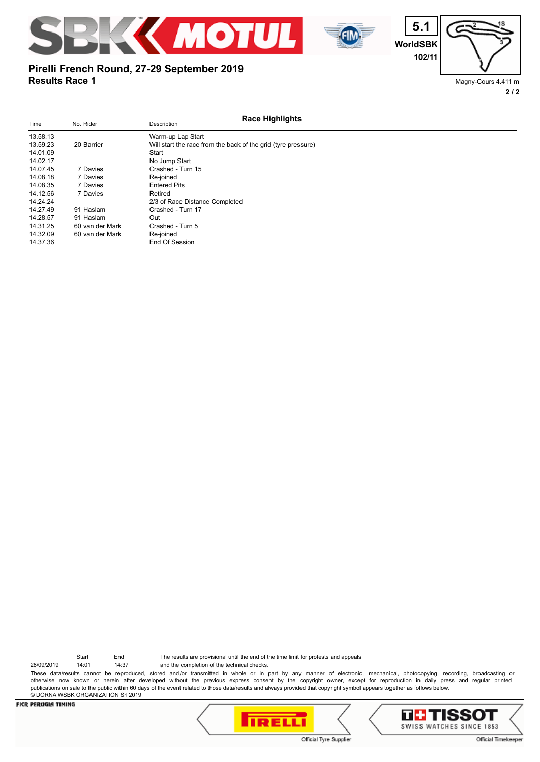# Pirelli French Round, 27-29 September 2019

## Results Race 1

5.1 WorldSBK 102/11

Magny-Cours 4.411 m

### Race Highlights

| Time | No. Rider | Description |
| --- | --- | --- |
| 13.58.13 | | Warm-up Lap Start |
| 13.59.23 | 20 Barrier | Will start the race from the back of the grid (tyre pressure) |
| 14.01.09 | | Start |
| 14.02.17 | | No Jump Start |
| 14.07.45 | 7 Davies | Crashed - Turn 15 |
| 14.08.18 | 7 Davies | Re-joined |
| 14.08.35 | 7 Davies | Entered Pits |
| 14.12.56 | 7 Davies | Retired |
| 14.24.24 | | 2/3 of Race Distance Completed |
| 14.27.49 | 91 Haslam | Crashed - Turn 17 |
| 14.28.57 | 91 Haslam | Out |
| 14.31.25 | 60 van der Mark | Crashed - Turn 5 |
| 14.32.09 | 60 van der Mark | Re-joined |
| 14.37.36 | | End Of Session |

| | Start | End |
| --- | --- | --- |
| 28/09/2019 | 14:01 | 14:37 |

The results are provisional until the end of the time limit for protests and appeals and the completion of the technical checks.

These data/results cannot be reproduced, stored and/or transmitted in whole or in part by any manner of electronic, mechanical, photocopying, recording, broadcasting or otherwise now known or herein after developed without the previous express consent by the copyright owner, except for reproduction in daily press and regular printed publications on sale to the public within 60 days of the event related to those data/results and always provided that copyright symbol appears together as follows below.

© DORNA WSBK ORGANIZATION Srl 2019

FICR PERUGIA TIMING

Official Tyre Supplier

Official Timekeeper